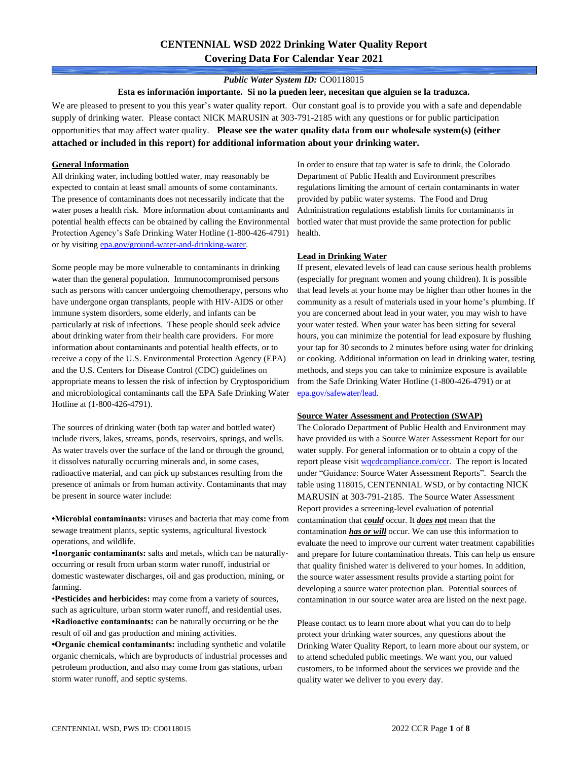# CENTENNIAL WSD 2022 Drinking Water Quality Report
## Covering Data For Calendar Year 2021

***Public Water System ID:*** CO0118015

**Esta es información importante. Si no la pueden leer, necesitan que alguien se la traduzca.**

We are pleased to present to you this year's water quality report. Our constant goal is to provide you with a safe and dependable supply of drinking water. Please contact NICK MARUSIN at 303-791-2185 with any questions or for public participation opportunities that may affect water quality. **Please see the water quality data from our wholesale system(s) (either attached or included in this report) for additional information about your drinking water.**

### General Information

All drinking water, including bottled water, may reasonably be expected to contain at least small amounts of some contaminants. The presence of contaminants does not necessarily indicate that the water poses a health risk. More information about contaminants and potential health effects can be obtained by calling the Environmental Protection Agency's Safe Drinking Water Hotline (1-800-426-4791) or by visiting epa.gov/ground-water-and-drinking-water.

Some people may be more vulnerable to contaminants in drinking water than the general population. Immunocompromised persons such as persons with cancer undergoing chemotherapy, persons who have undergone organ transplants, people with HIV-AIDS or other immune system disorders, some elderly, and infants can be particularly at risk of infections. These people should seek advice about drinking water from their health care providers. For more information about contaminants and potential health effects, or to receive a copy of the U.S. Environmental Protection Agency (EPA) and the U.S. Centers for Disease Control (CDC) guidelines on appropriate means to lessen the risk of infection by Cryptosporidium and microbiological contaminants call the EPA Safe Drinking Water Hotline at (1-800-426-4791).

The sources of drinking water (both tap water and bottled water) include rivers, lakes, streams, ponds, reservoirs, springs, and wells. As water travels over the surface of the land or through the ground, it dissolves naturally occurring minerals and, in some cases, radioactive material, and can pick up substances resulting from the presence of animals or from human activity. Contaminants that may be present in source water include:

- **Microbial contaminants:** viruses and bacteria that may come from sewage treatment plants, septic systems, agricultural livestock operations, and wildlife.
- **Inorganic contaminants:** salts and metals, which can be naturally-occurring or result from urban storm water runoff, industrial or domestic wastewater discharges, oil and gas production, mining, or farming.
- **Pesticides and herbicides:** may come from a variety of sources, such as agriculture, urban storm water runoff, and residential uses.
- **Radioactive contaminants:** can be naturally occurring or be the result of oil and gas production and mining activities.
- **Organic chemical contaminants:** including synthetic and volatile organic chemicals, which are byproducts of industrial processes and petroleum production, and also may come from gas stations, urban storm water runoff, and septic systems.

In order to ensure that tap water is safe to drink, the Colorado Department of Public Health and Environment prescribes regulations limiting the amount of certain contaminants in water provided by public water systems. The Food and Drug Administration regulations establish limits for contaminants in bottled water that must provide the same protection for public health.

### Lead in Drinking Water

If present, elevated levels of lead can cause serious health problems (especially for pregnant women and young children). It is possible that lead levels at your home may be higher than other homes in the community as a result of materials used in your home's plumbing. If you are concerned about lead in your water, you may wish to have your water tested. When your water has been sitting for several hours, you can minimize the potential for lead exposure by flushing your tap for 30 seconds to 2 minutes before using water for drinking or cooking. Additional information on lead in drinking water, testing methods, and steps you can take to minimize exposure is available from the Safe Drinking Water Hotline (1-800-426-4791) or at epa.gov/safewater/lead.

### Source Water Assessment and Protection (SWAP)

The Colorado Department of Public Health and Environment may have provided us with a Source Water Assessment Report for our water supply. For general information or to obtain a copy of the report please visit wqcdcompliance.com/ccr. The report is located under "Guidance: Source Water Assessment Reports". Search the table using 118015, CENTENNIAL WSD, or by contacting NICK MARUSIN at 303-791-2185. The Source Water Assessment Report provides a screening-level evaluation of potential contamination that ***could*** occur. It ***does not*** mean that the contamination ***has or will*** occur. We can use this information to evaluate the need to improve our current water treatment capabilities and prepare for future contamination threats. This can help us ensure that quality finished water is delivered to your homes. In addition, the source water assessment results provide a starting point for developing a source water protection plan. Potential sources of contamination in our source water area are listed on the next page.

Please contact us to learn more about what you can do to help protect your drinking water sources, any questions about the Drinking Water Quality Report, to learn more about our system, or to attend scheduled public meetings. We want you, our valued customers, to be informed about the services we provide and the quality water we deliver to you every day.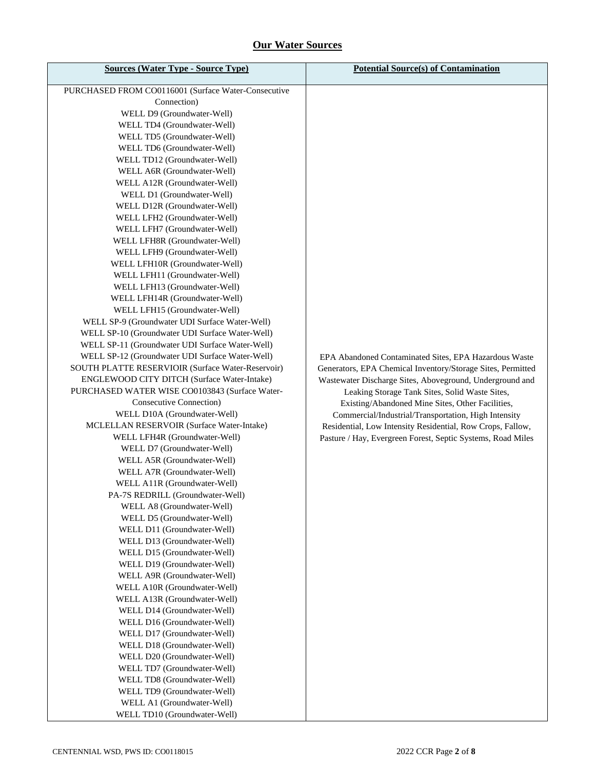## Our Water Sources

| Sources (Water Type - Source Type) | Potential Source(s) of Contamination |
|---|---|
| PURCHASED FROM CO0116001 (Surface Water-Consecutive Connection)<br>WELL D9 (Groundwater-Well)<br>WELL TD4 (Groundwater-Well)<br>WELL TD5 (Groundwater-Well)<br>WELL TD6 (Groundwater-Well)<br>WELL TD12 (Groundwater-Well)<br>WELL A6R (Groundwater-Well)<br>WELL A12R (Groundwater-Well)<br>WELL D1 (Groundwater-Well)<br>WELL D12R (Groundwater-Well)<br>WELL LFH2 (Groundwater-Well)<br>WELL LFH7 (Groundwater-Well)<br>WELL LFH8R (Groundwater-Well)<br>WELL LFH9 (Groundwater-Well)<br>WELL LFH10R (Groundwater-Well)<br>WELL LFH11 (Groundwater-Well)<br>WELL LFH13 (Groundwater-Well)<br>WELL LFH14R (Groundwater-Well)<br>WELL LFH15 (Groundwater-Well)<br>WELL SP-9 (Groundwater UDI Surface Water-Well)<br>WELL SP-10 (Groundwater UDI Surface Water-Well)<br>WELL SP-11 (Groundwater UDI Surface Water-Well)<br>WELL SP-12 (Groundwater UDI Surface Water-Well)<br>SOUTH PLATTE RESERVIOIR (Surface Water-Reservoir)<br>ENGLEWOOD CITY DITCH (Surface Water-Intake)<br>PURCHASED WATER WISE CO0103843 (Surface Water-Consecutive Connection)<br>WELL D10A (Groundwater-Well)<br>MCLELLAN RESERVOIR (Surface Water-Intake)<br>WELL LFH4R (Groundwater-Well)<br>WELL D7 (Groundwater-Well)<br>WELL A5R (Groundwater-Well)<br>WELL A7R (Groundwater-Well)<br>WELL A11R (Groundwater-Well)<br>PA-7S REDRILL (Groundwater-Well)<br>WELL A8 (Groundwater-Well)<br>WELL D5 (Groundwater-Well)<br>WELL D11 (Groundwater-Well)<br>WELL D13 (Groundwater-Well)<br>WELL D15 (Groundwater-Well)<br>WELL D19 (Groundwater-Well)<br>WELL A9R (Groundwater-Well)<br>WELL A10R (Groundwater-Well)<br>WELL A13R (Groundwater-Well)<br>WELL D14 (Groundwater-Well)<br>WELL D16 (Groundwater-Well)<br>WELL D17 (Groundwater-Well)<br>WELL D18 (Groundwater-Well)<br>WELL D20 (Groundwater-Well)<br>WELL TD7 (Groundwater-Well)<br>WELL TD8 (Groundwater-Well)<br>WELL TD9 (Groundwater-Well)<br>WELL A1 (Groundwater-Well)<br>WELL TD10 (Groundwater-Well) | EPA Abandoned Contaminated Sites, EPA Hazardous Waste Generators, EPA Chemical Inventory/Storage Sites, Permitted Wastewater Discharge Sites, Aboveground, Underground and Leaking Storage Tank Sites, Solid Waste Sites, Existing/Abandoned Mine Sites, Other Facilities, Commercial/Industrial/Transportation, High Intensity Residential, Low Intensity Residential, Row Crops, Fallow, Pasture / Hay, Evergreen Forest, Septic Systems, Road Miles |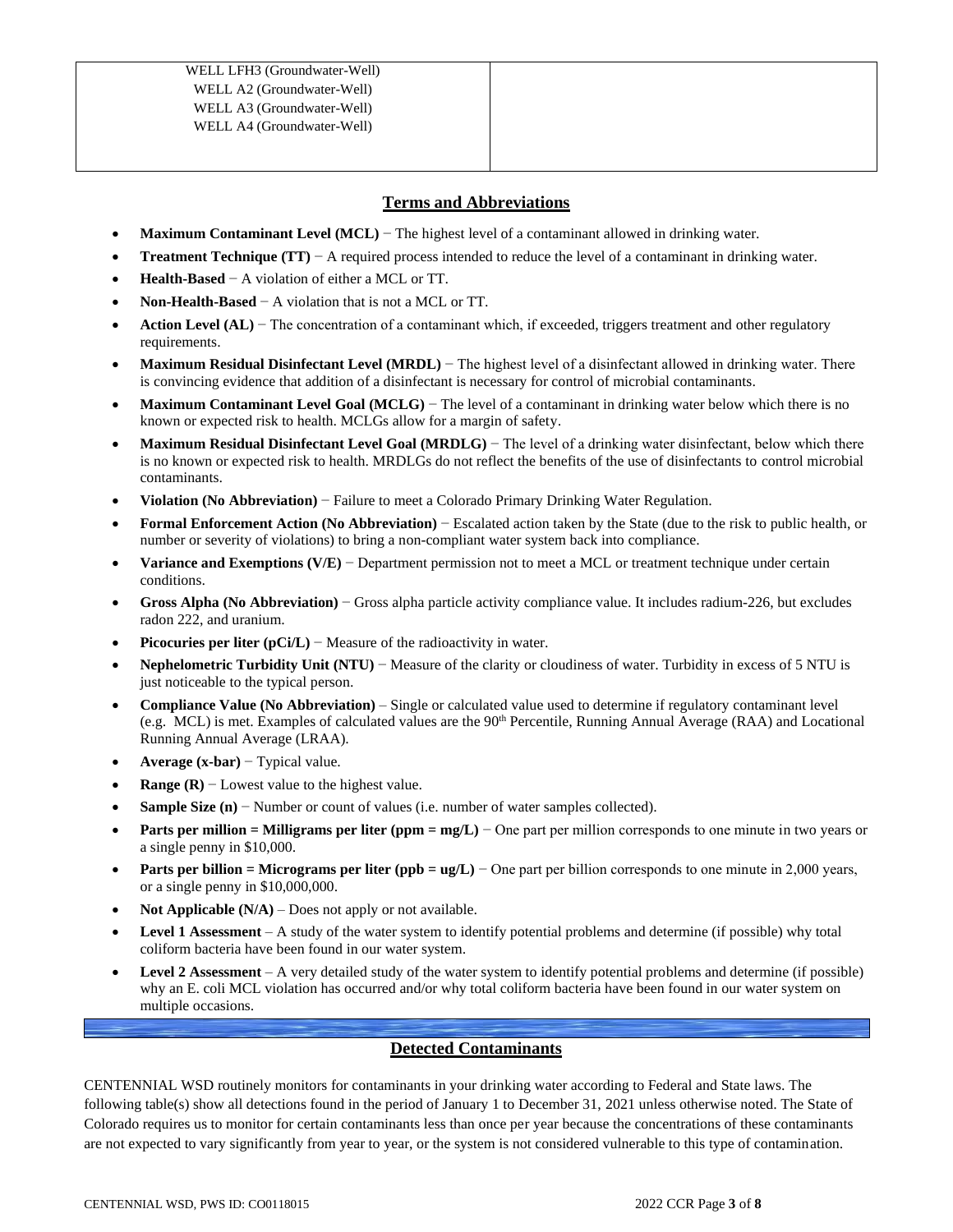| WELL LFH3 (Groundwater-Well)<br>WELL A2 (Groundwater-Well)<br>WELL A3 (Groundwater-Well)<br>WELL A4 (Groundwater-Well) | |
|---|---|

## Terms and Abbreviations

- **Maximum Contaminant Level (MCL)** − The highest level of a contaminant allowed in drinking water.
- **Treatment Technique (TT)** − A required process intended to reduce the level of a contaminant in drinking water.
- **Health-Based** − A violation of either a MCL or TT.
- **Non-Health-Based** − A violation that is not a MCL or TT.
- **Action Level (AL)** − The concentration of a contaminant which, if exceeded, triggers treatment and other regulatory requirements.
- **Maximum Residual Disinfectant Level (MRDL)** − The highest level of a disinfectant allowed in drinking water. There is convincing evidence that addition of a disinfectant is necessary for control of microbial contaminants.
- **Maximum Contaminant Level Goal (MCLG)** − The level of a contaminant in drinking water below which there is no known or expected risk to health. MCLGs allow for a margin of safety.
- **Maximum Residual Disinfectant Level Goal (MRDLG)** − The level of a drinking water disinfectant, below which there is no known or expected risk to health. MRDLGs do not reflect the benefits of the use of disinfectants to control microbial contaminants.
- **Violation (No Abbreviation)** − Failure to meet a Colorado Primary Drinking Water Regulation.
- **Formal Enforcement Action (No Abbreviation)** − Escalated action taken by the State (due to the risk to public health, or number or severity of violations) to bring a non-compliant water system back into compliance.
- **Variance and Exemptions (V/E)** − Department permission not to meet a MCL or treatment technique under certain conditions.
- **Gross Alpha (No Abbreviation)** − Gross alpha particle activity compliance value. It includes radium-226, but excludes radon 222, and uranium.
- **Picocuries per liter (pCi/L)** − Measure of the radioactivity in water.
- **Nephelometric Turbidity Unit (NTU)** − Measure of the clarity or cloudiness of water. Turbidity in excess of 5 NTU is just noticeable to the typical person.
- **Compliance Value (No Abbreviation)** – Single or calculated value used to determine if regulatory contaminant level (e.g. MCL) is met. Examples of calculated values are the 90th Percentile, Running Annual Average (RAA) and Locational Running Annual Average (LRAA).
- **Average (x-bar)** − Typical value.
- **Range (R)** − Lowest value to the highest value.
- **Sample Size (n)** − Number or count of values (i.e. number of water samples collected).
- **Parts per million = Milligrams per liter (ppm = mg/L)** − One part per million corresponds to one minute in two years or a single penny in $10,000.
- **Parts per billion = Micrograms per liter (ppb = ug/L)** − One part per billion corresponds to one minute in 2,000 years, or a single penny in $10,000,000.
- **Not Applicable (N/A)** – Does not apply or not available.
- **Level 1 Assessment** – A study of the water system to identify potential problems and determine (if possible) why total coliform bacteria have been found in our water system.
- **Level 2 Assessment** – A very detailed study of the water system to identify potential problems and determine (if possible) why an E. coli MCL violation has occurred and/or why total coliform bacteria have been found in our water system on multiple occasions.

## Detected Contaminants

CENTENNIAL WSD routinely monitors for contaminants in your drinking water according to Federal and State laws. The following table(s) show all detections found in the period of January 1 to December 31, 2021 unless otherwise noted. The State of Colorado requires us to monitor for certain contaminants less than once per year because the concentrations of these contaminants are not expected to vary significantly from year to year, or the system is not considered vulnerable to this type of contamination.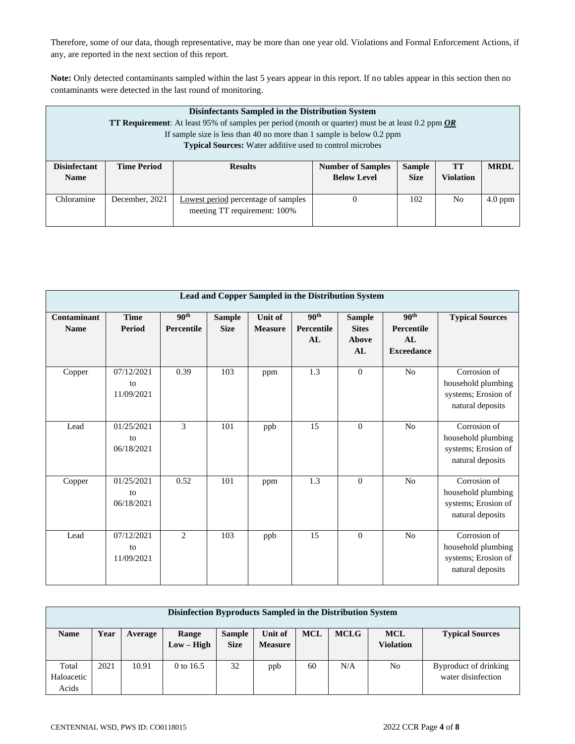Therefore, some of our data, though representative, may be more than one year old. Violations and Formal Enforcement Actions, if any, are reported in the next section of this report.

**Note:** Only detected contaminants sampled within the last 5 years appear in this report. If no tables appear in this section then no contaminants were detected in the last round of monitoring.

| **Disinfectants Sampled in the Distribution System**<br>**TT Requirement**: At least 95% of samples per period (month or quarter) must be at least 0.2 ppm ***OR***<br>If sample size is less than 40 no more than 1 sample is below 0.2 ppm<br>**Typical Sources:** Water additive used to control microbes | | | | | | |
|---|---|---|---|---|---|---|
| **Disinfectant Name** | **Time Period** | **Results** | **Number of Samples Below Level** | **Sample Size** | **TT Violation** | **MRDL** |
| Chloramine | December, 2021 | Lowest period percentage of samples meeting TT requirement: 100% | 0 | 102 | No | 4.0 ppm |

| **Lead and Copper Sampled in the Distribution System** | | | | | | | | |
|---|---|---|---|---|---|---|---|---|
| **Contaminant Name** | **Time Period** | **90th Percentile** | **Sample Size** | **Unit of Measure** | **90th Percentile AL** | **Sample Sites Above AL** | **90th Percentile AL Exceedance** | **Typical Sources** |
| Copper | 07/12/2021 to 11/09/2021 | 0.39 | 103 | ppm | 1.3 | 0 | No | Corrosion of household plumbing systems; Erosion of natural deposits |
| Lead | 01/25/2021 to 06/18/2021 | 3 | 101 | ppb | 15 | 0 | No | Corrosion of household plumbing systems; Erosion of natural deposits |
| Copper | 01/25/2021 to 06/18/2021 | 0.52 | 101 | ppm | 1.3 | 0 | No | Corrosion of household plumbing systems; Erosion of natural deposits |
| Lead | 07/12/2021 to 11/09/2021 | 2 | 103 | ppb | 15 | 0 | No | Corrosion of household plumbing systems; Erosion of natural deposits |

| **Disinfection Byproducts Sampled in the Distribution System** | | | | | | | | | |
|---|---|---|---|---|---|---|---|---|---|
| **Name** | **Year** | **Average** | **Range Low – High** | **Sample Size** | **Unit of Measure** | **MCL** | **MCLG** | **MCL Violation** | **Typical Sources** |
| Total Haloacetic Acids | 2021 | 10.91 | 0 to 16.5 | 32 | ppb | 60 | N/A | No | Byproduct of drinking water disinfection |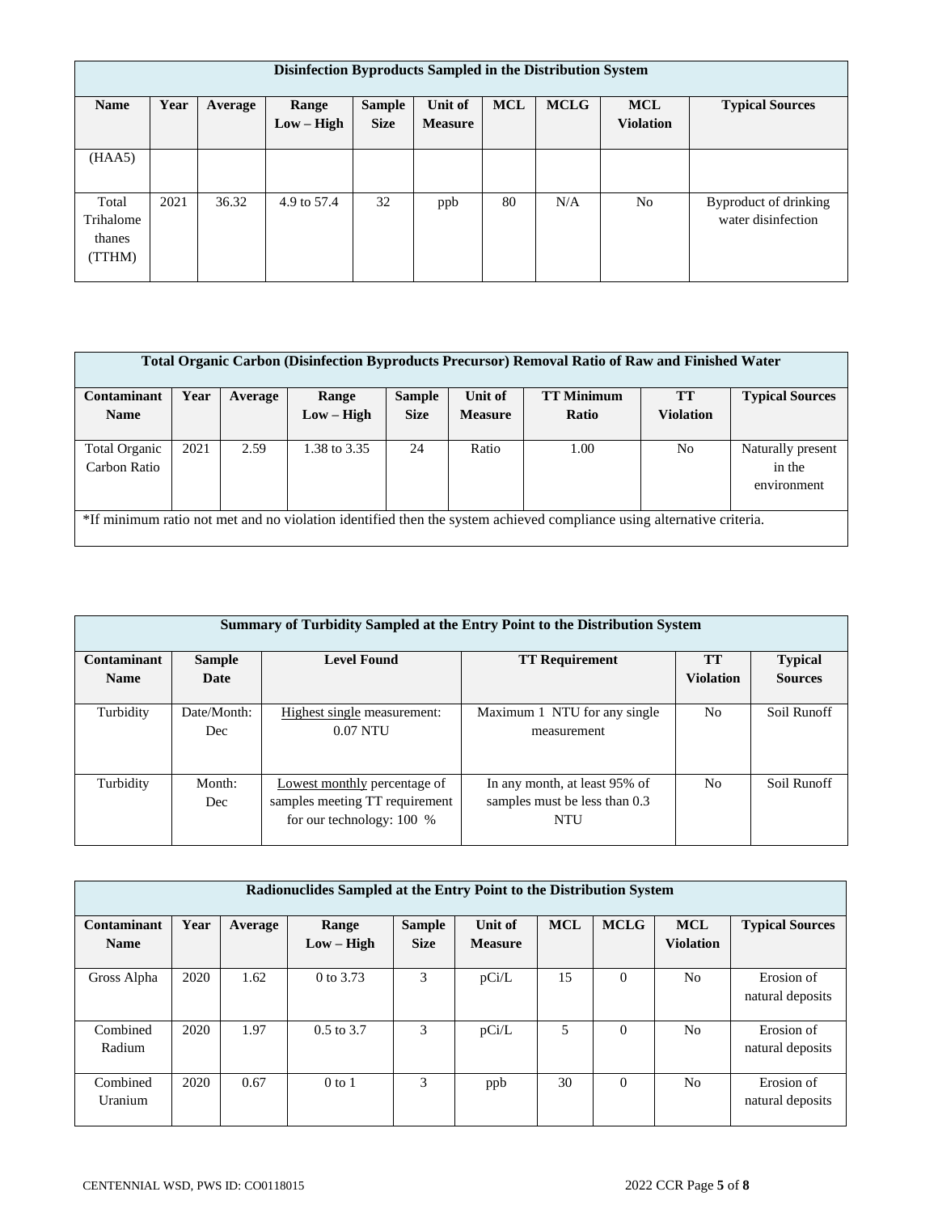| Disinfection Byproducts Sampled in the Distribution System | | | | | | | | | |
|---|---|---|---|---|---|---|---|---|---|
| **Name** | **Year** | **Average** | **Range Low – High** | **Sample Size** | **Unit of Measure** | **MCL** | **MCLG** | **MCL Violation** | **Typical Sources** |
| (HAA5) | | | | | | | | | |
| Total Trihalomethanes (TTHM) | 2021 | 36.32 | 4.9 to 57.4 | 32 | ppb | 80 | N/A | No | Byproduct of drinking water disinfection |

| Total Organic Carbon (Disinfection Byproducts Precursor) Removal Ratio of Raw and Finished Water | | | | | | | | |
|---|---|---|---|---|---|---|---|---|
| **Contaminant Name** | **Year** | **Average** | **Range Low – High** | **Sample Size** | **Unit of Measure** | **TT Minimum Ratio** | **TT Violation** | **Typical Sources** |
| Total Organic Carbon Ratio | 2021 | 2.59 | 1.38 to 3.35 | 24 | Ratio | 1.00 | No | Naturally present in the environment |
| *If minimum ratio not met and no violation identified then the system achieved compliance using alternative criteria. | | | | | | | | |

| Summary of Turbidity Sampled at the Entry Point to the Distribution System | | | | | |
|---|---|---|---|---|---|
| **Contaminant Name** | **Sample Date** | **Level Found** | **TT Requirement** | **TT Violation** | **Typical Sources** |
| Turbidity | Date/Month: Dec | Highest single measurement: 0.07 NTU | Maximum 1 NTU for any single measurement | No | Soil Runoff |
| Turbidity | Month: Dec | Lowest monthly percentage of samples meeting TT requirement for our technology: 100 % | In any month, at least 95% of samples must be less than 0.3 NTU | No | Soil Runoff |

| Radionuclides Sampled at the Entry Point to the Distribution System | | | | | | | | | |
|---|---|---|---|---|---|---|---|---|---|
| **Contaminant Name** | **Year** | **Average** | **Range Low – High** | **Sample Size** | **Unit of Measure** | **MCL** | **MCLG** | **MCL Violation** | **Typical Sources** |
| Gross Alpha | 2020 | 1.62 | 0 to 3.73 | 3 | pCi/L | 15 | 0 | No | Erosion of natural deposits |
| Combined Radium | 2020 | 1.97 | 0.5 to 3.7 | 3 | pCi/L | 5 | 0 | No | Erosion of natural deposits |
| Combined Uranium | 2020 | 0.67 | 0 to 1 | 3 | ppb | 30 | 0 | No | Erosion of natural deposits |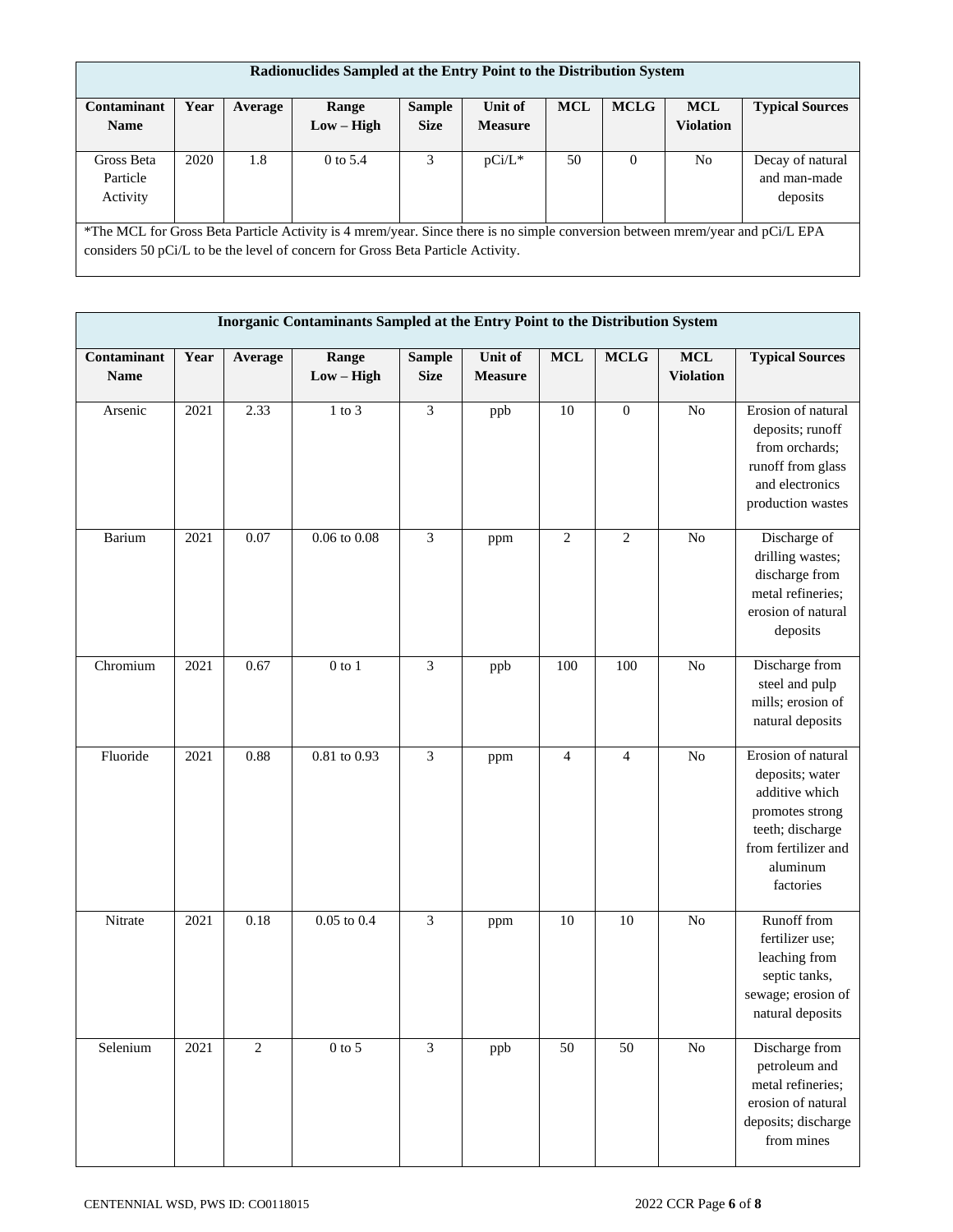| Radionuclides Sampled at the Entry Point to the Distribution System | | | | | | | | | |
|---|---|---|---|---|---|---|---|---|---|
| **Contaminant Name** | **Year** | **Average** | **Range Low – High** | **Sample Size** | **Unit of Measure** | **MCL** | **MCLG** | **MCL Violation** | **Typical Sources** |
| Gross Beta Particle Activity | 2020 | 1.8 | 0 to 5.4 | 3 | pCi/L* | 50 | 0 | No | Decay of natural and man-made deposits |

*The MCL for Gross Beta Particle Activity is 4 mrem/year. Since there is no simple conversion between mrem/year and pCi/L EPA considers 50 pCi/L to be the level of concern for Gross Beta Particle Activity.

| Inorganic Contaminants Sampled at the Entry Point to the Distribution System | | | | | | | | | |
|---|---|---|---|---|---|---|---|---|---|
| **Contaminant Name** | **Year** | **Average** | **Range Low – High** | **Sample Size** | **Unit of Measure** | **MCL** | **MCLG** | **MCL Violation** | **Typical Sources** |
| Arsenic | 2021 | 2.33 | 1 to 3 | 3 | ppb | 10 | 0 | No | Erosion of natural deposits; runoff from orchards; runoff from glass and electronics production wastes |
| Barium | 2021 | 0.07 | 0.06 to 0.08 | 3 | ppm | 2 | 2 | No | Discharge of drilling wastes; discharge from metal refineries; erosion of natural deposits |
| Chromium | 2021 | 0.67 | 0 to 1 | 3 | ppb | 100 | 100 | No | Discharge from steel and pulp mills; erosion of natural deposits |
| Fluoride | 2021 | 0.88 | 0.81 to 0.93 | 3 | ppm | 4 | 4 | No | Erosion of natural deposits; water additive which promotes strong teeth; discharge from fertilizer and aluminum factories |
| Nitrate | 2021 | 0.18 | 0.05 to 0.4 | 3 | ppm | 10 | 10 | No | Runoff from fertilizer use; leaching from septic tanks, sewage; erosion of natural deposits |
| Selenium | 2021 | 2 | 0 to 5 | 3 | ppb | 50 | 50 | No | Discharge from petroleum and metal refineries; erosion of natural deposits; discharge from mines |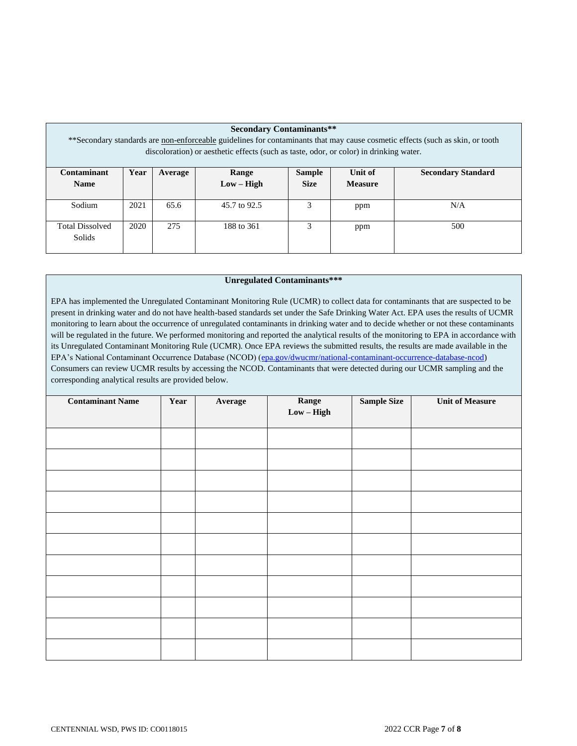**Secondary Contaminants****

**Secondary standards are non-enforceable guidelines for contaminants that may cause cosmetic effects (such as skin, or tooth discoloration) or aesthetic effects (such as taste, odor, or color) in drinking water.

| Contaminant Name | Year | Average | Range Low – High | Sample Size | Unit of Measure | Secondary Standard |
|---|---|---|---|---|---|---|
| Sodium | 2021 | 65.6 | 45.7 to 92.5 | 3 | ppm | N/A |
| Total Dissolved Solids | 2020 | 275 | 188 to 361 | 3 | ppm | 500 |

**Unregulated Contaminants*****

EPA has implemented the Unregulated Contaminant Monitoring Rule (UCMR) to collect data for contaminants that are suspected to be present in drinking water and do not have health-based standards set under the Safe Drinking Water Act. EPA uses the results of UCMR monitoring to learn about the occurrence of unregulated contaminants in drinking water and to decide whether or not these contaminants will be regulated in the future. We performed monitoring and reported the analytical results of the monitoring to EPA in accordance with its Unregulated Contaminant Monitoring Rule (UCMR). Once EPA reviews the submitted results, the results are made available in the EPA's National Contaminant Occurrence Database (NCOD) (epa.gov/dwucmr/national-contaminant-occurrence-database-ncod) Consumers can review UCMR results by accessing the NCOD. Contaminants that were detected during our UCMR sampling and the corresponding analytical results are provided below.

| Contaminant Name | Year | Average | Range Low – High | Sample Size | Unit of Measure |
|---|---|---|---|---|---|
| | | | | | |
| | | | | | |
| | | | | | |
| | | | | | |
| | | | | | |
| | | | | | |
| | | | | | |
| | | | | | |
| | | | | | |
| | | | | | |
| | | | | | |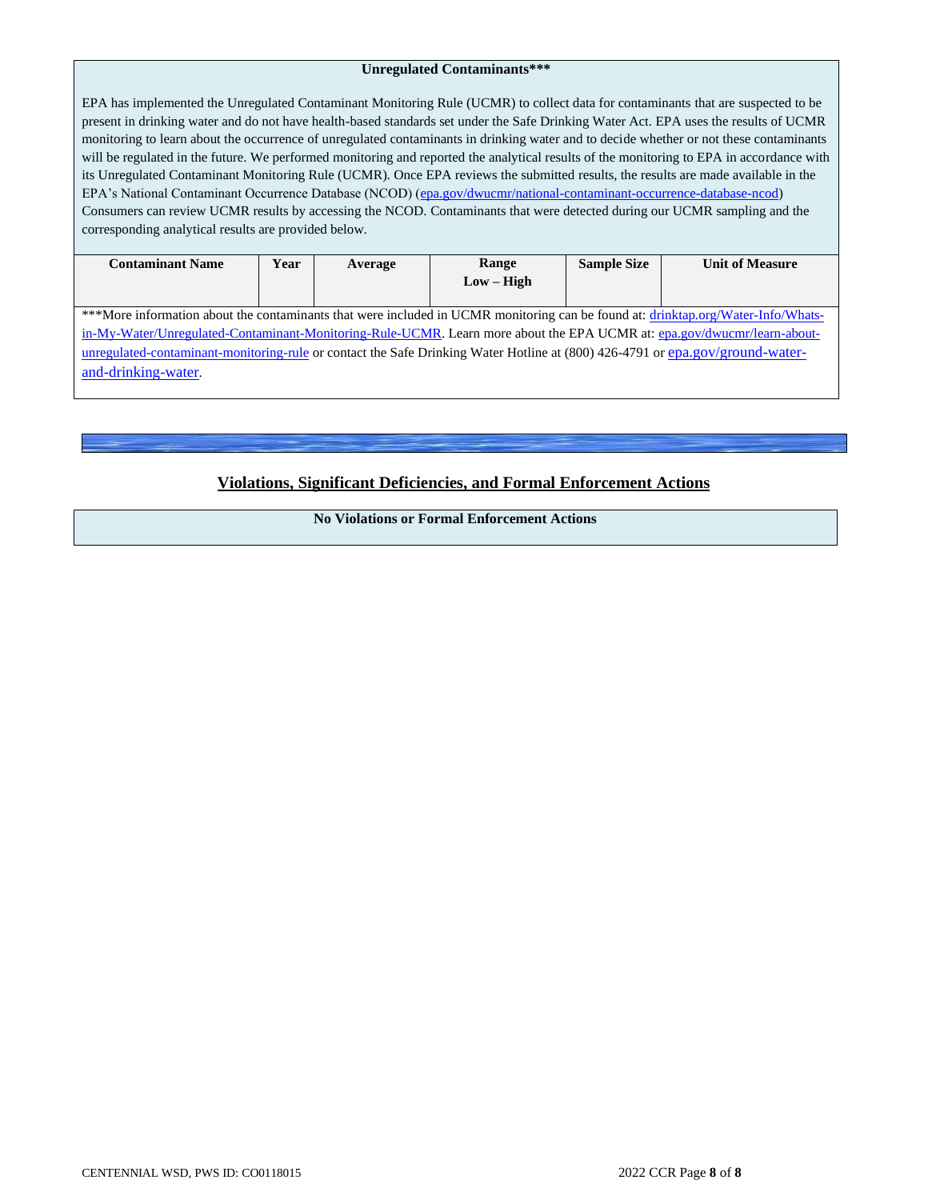**Unregulated Contaminants*****

EPA has implemented the Unregulated Contaminant Monitoring Rule (UCMR) to collect data for contaminants that are suspected to be present in drinking water and do not have health-based standards set under the Safe Drinking Water Act. EPA uses the results of UCMR monitoring to learn about the occurrence of unregulated contaminants in drinking water and to decide whether or not these contaminants will be regulated in the future. We performed monitoring and reported the analytical results of the monitoring to EPA in accordance with its Unregulated Contaminant Monitoring Rule (UCMR). Once EPA reviews the submitted results, the results are made available in the EPA's National Contaminant Occurrence Database (NCOD) (epa.gov/dwucmr/national-contaminant-occurrence-database-ncod) Consumers can review UCMR results by accessing the NCOD. Contaminants that were detected during our UCMR sampling and the corresponding analytical results are provided below.

| Contaminant Name | Year | Average | Range Low – High | Sample Size | Unit of Measure |
|---|---|---|---|---|---|

***More information about the contaminants that were included in UCMR monitoring can be found at: drinktap.org/Water-Info/Whats-in-My-Water/Unregulated-Contaminant-Monitoring-Rule-UCMR. Learn more about the EPA UCMR at: epa.gov/dwucmr/learn-about-unregulated-contaminant-monitoring-rule or contact the Safe Drinking Water Hotline at (800) 426-4791 or epa.gov/ground-water-and-drinking-water.

## Violations, Significant Deficiencies, and Formal Enforcement Actions

**No Violations or Formal Enforcement Actions**